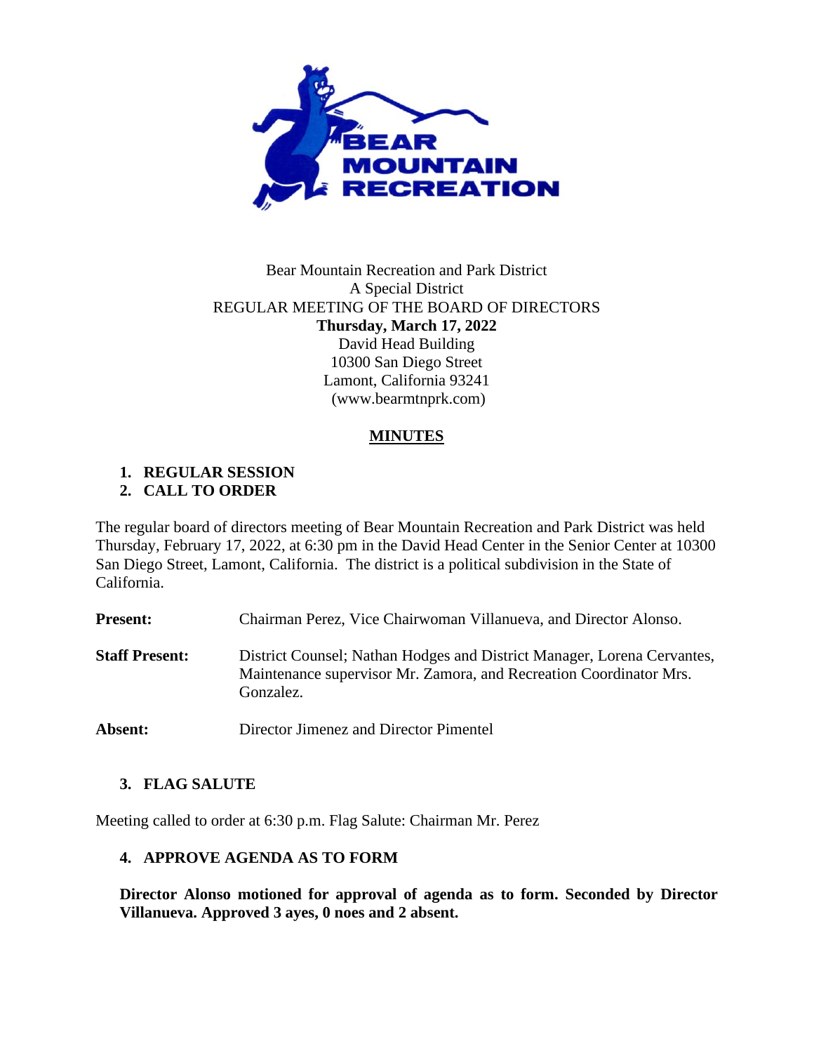Bear Mountain Recreation and Park District
A Special District
REGULAR MEETING OF THE BOARD OF DIRECTORS
**Thursday, March 17, 2022**
David Head Building
10300 San Diego Street
Lamont, California 93241
(www.bearmtnprk.com)

# MINUTES

1. **REGULAR SESSION**
2. **CALL TO ORDER**

The regular board of directors meeting of Bear Mountain Recreation and Park District was held Thursday, February 17, 2022, at 6:30 pm in the David Head Center in the Senior Center at 10300 San Diego Street, Lamont, California. The district is a political subdivision in the State of California.

**Present:** Chairman Perez, Vice Chairwoman Villanueva, and Director Alonso.

**Staff Present:** District Counsel; Nathan Hodges and District Manager, Lorena Cervantes, Maintenance supervisor Mr. Zamora, and Recreation Coordinator Mrs. Gonzalez.

**Absent:** Director Jimenez and Director Pimentel

3. **FLAG SALUTE**

Meeting called to order at 6:30 p.m. Flag Salute: Chairman Mr. Perez

4. **APPROVE AGENDA AS TO FORM**

**Director Alonso motioned for approval of agenda as to form. Seconded by Director Villanueva. Approved 3 ayes, 0 noes and 2 absent.**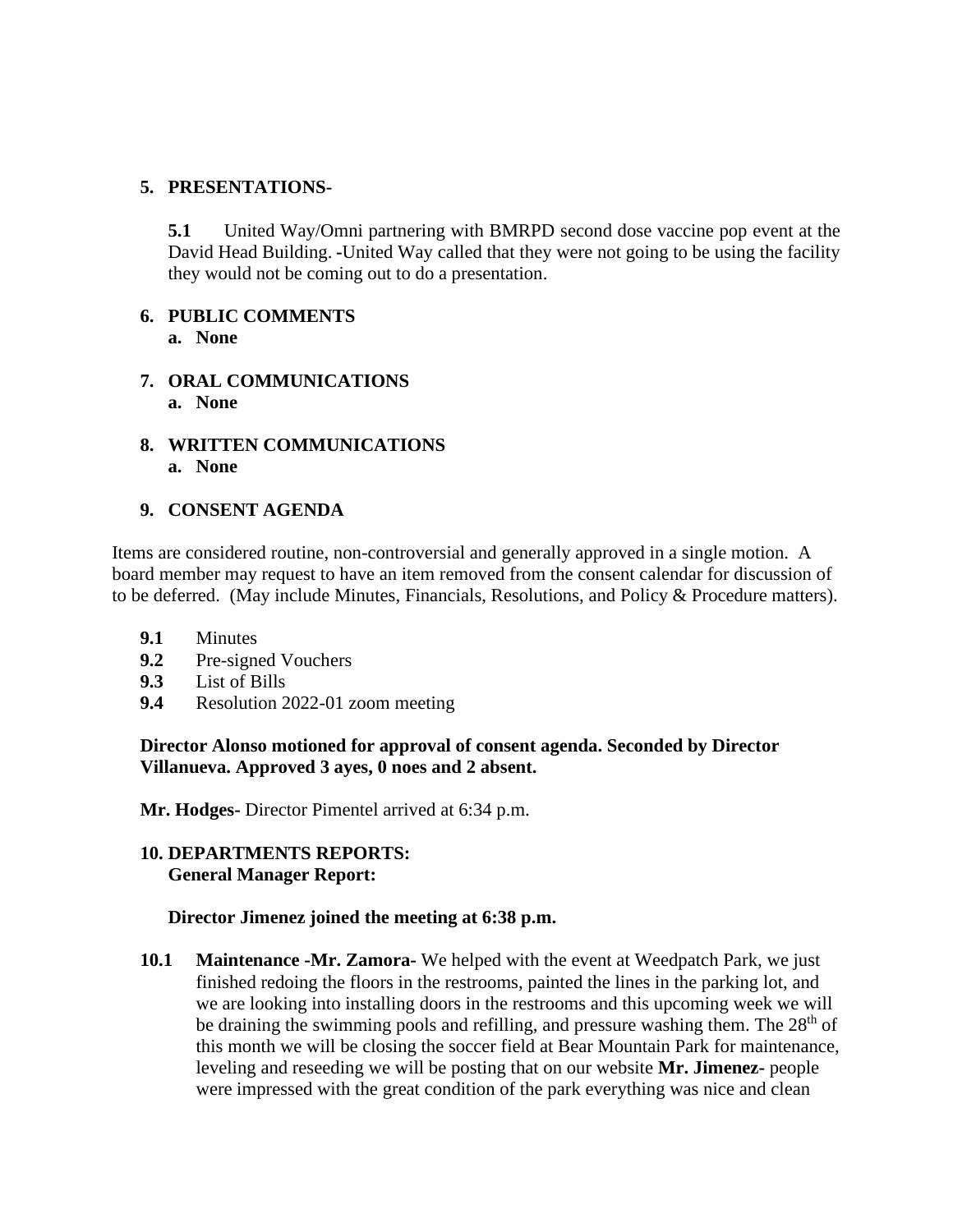5. **PRESENTATIONS-**

   **5.1** United Way/Omni partnering with BMRPD second dose vaccine pop event at the David Head Building. **-**United Way called that they were not going to be using the facility they would not be coming out to do a presentation.

6. **PUBLIC COMMENTS**
   a. **None**

7. **ORAL COMMUNICATIONS**
   a. **None**

8. **WRITTEN COMMUNICATIONS**
   a. **None**

9. **CONSENT AGENDA**

Items are considered routine, non-controversial and generally approved in a single motion. A board member may request to have an item removed from the consent calendar for discussion of to be deferred. (May include Minutes, Financials, Resolutions, and Policy & Procedure matters).

- **9.1** Minutes
- **9.2** Pre-signed Vouchers
- **9.3** List of Bills
- **9.4** Resolution 2022-01 zoom meeting

**Director Alonso motioned for approval of consent agenda. Seconded by Director Villanueva. Approved 3 ayes, 0 noes and 2 absent.**

**Mr. Hodges-** Director Pimentel arrived at 6:34 p.m.

10. **DEPARTMENTS REPORTS:**
    **General Manager Report:**

    **Director Jimenez joined the meeting at 6:38 p.m.**

**10.1** **Maintenance -Mr. Zamora-** We helped with the event at Weedpatch Park, we just finished redoing the floors in the restrooms, painted the lines in the parking lot, and we are looking into installing doors in the restrooms and this upcoming week we will be draining the swimming pools and refilling, and pressure washing them. The 28th of this month we will be closing the soccer field at Bear Mountain Park for maintenance, leveling and reseeding we will be posting that on our website **Mr. Jimenez-** people were impressed with the great condition of the park everything was nice and clean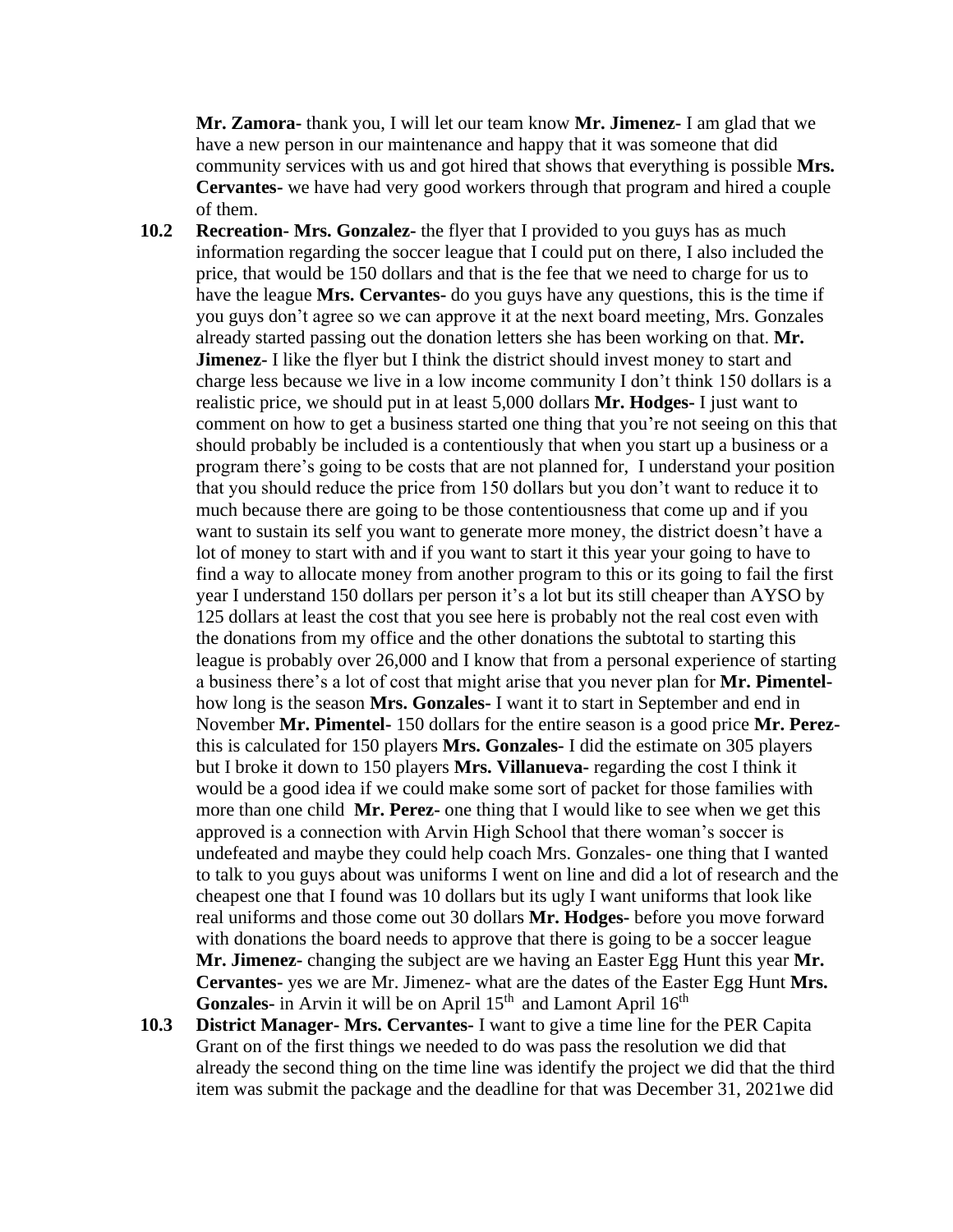**Mr. Zamora-** thank you, I will let our team know **Mr. Jimenez-** I am glad that we have a new person in our maintenance and happy that it was someone that did community services with us and got hired that shows that everything is possible **Mrs. Cervantes-** we have had very good workers through that program and hired a couple of them.

**10.2 Recreation- Mrs. Gonzalez-** the flyer that I provided to you guys has as much information regarding the soccer league that I could put on there, I also included the price, that would be 150 dollars and that is the fee that we need to charge for us to have the league **Mrs. Cervantes-** do you guys have any questions, this is the time if you guys don't agree so we can approve it at the next board meeting, Mrs. Gonzales already started passing out the donation letters she has been working on that. **Mr. Jimenez-** I like the flyer but I think the district should invest money to start and charge less because we live in a low income community I don't think 150 dollars is a realistic price, we should put in at least 5,000 dollars **Mr. Hodges-** I just want to comment on how to get a business started one thing that you're not seeing on this that should probably be included is a contentiously that when you start up a business or a program there's going to be costs that are not planned for, I understand your position that you should reduce the price from 150 dollars but you don't want to reduce it to much because there are going to be those contentiousness that come up and if you want to sustain its self you want to generate more money, the district doesn't have a lot of money to start with and if you want to start it this year your going to have to find a way to allocate money from another program to this or its going to fail the first year I understand 150 dollars per person it's a lot but its still cheaper than AYSO by 125 dollars at least the cost that you see here is probably not the real cost even with the donations from my office and the other donations the subtotal to starting this league is probably over 26,000 and I know that from a personal experience of starting a business there's a lot of cost that might arise that you never plan for **Mr. Pimentel-** how long is the season **Mrs. Gonzales-** I want it to start in September and end in November **Mr. Pimentel-** 150 dollars for the entire season is a good price **Mr. Perez-** this is calculated for 150 players **Mrs. Gonzales-** I did the estimate on 305 players but I broke it down to 150 players **Mrs. Villanueva-** regarding the cost I think it would be a good idea if we could make some sort of packet for those families with more than one child **Mr. Perez-** one thing that I would like to see when we get this approved is a connection with Arvin High School that there woman's soccer is undefeated and maybe they could help coach Mrs. Gonzales- one thing that I wanted to talk to you guys about was uniforms I went on line and did a lot of research and the cheapest one that I found was 10 dollars but its ugly I want uniforms that look like real uniforms and those come out 30 dollars **Mr. Hodges-** before you move forward with donations the board needs to approve that there is going to be a soccer league **Mr. Jimenez-** changing the subject are we having an Easter Egg Hunt this year **Mr. Cervantes-** yes we are Mr. Jimenez- what are the dates of the Easter Egg Hunt **Mrs. Gonzales-** in Arvin it will be on April 15th and Lamont April 16th

**10.3 District Manager- Mrs. Cervantes-** I want to give a time line for the PER Capita Grant on of the first things we needed to do was pass the resolution we did that already the second thing on the time line was identify the project we did that the third item was submit the package and the deadline for that was December 31, 2021we did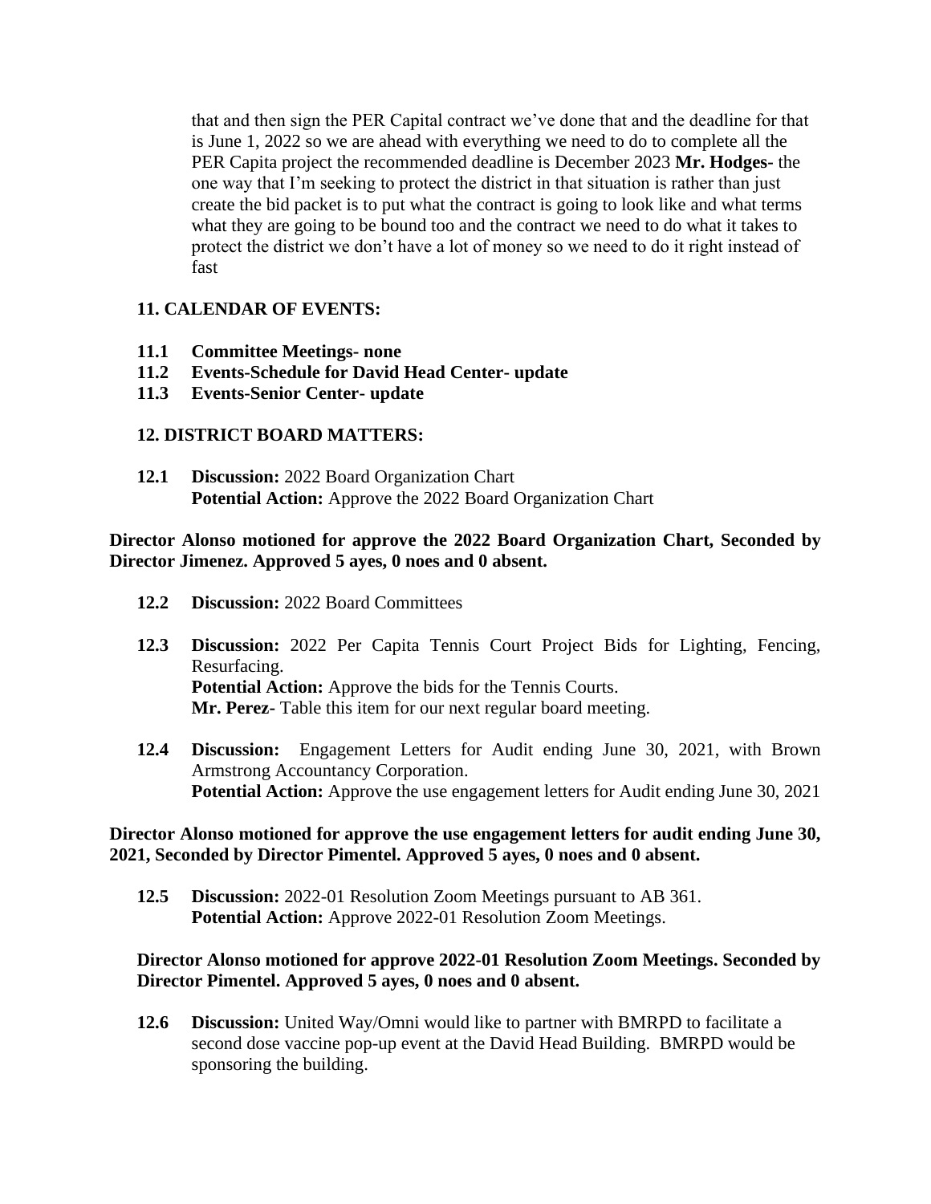that and then sign the PER Capital contract we've done that and the deadline for that is June 1, 2022 so we are ahead with everything we need to do to complete all the PER Capita project the recommended deadline is December 2023 **Mr. Hodges-** the one way that I'm seeking to protect the district in that situation is rather than just create the bid packet is to put what the contract is going to look like and what terms what they are going to be bound too and the contract we need to do what it takes to protect the district we don't have a lot of money so we need to do it right instead of fast

**11. CALENDAR OF EVENTS:**

**11.1 Committee Meetings- none**
**11.2 Events-Schedule for David Head Center- update**
**11.3 Events-Senior Center- update**

**12. DISTRICT BOARD MATTERS:**

**12.1 Discussion:** 2022 Board Organization Chart
**Potential Action:** Approve the 2022 Board Organization Chart

**Director Alonso motioned for approve the 2022 Board Organization Chart, Seconded by Director Jimenez. Approved 5 ayes, 0 noes and 0 absent.**

**12.2 Discussion:** 2022 Board Committees

**12.3 Discussion:** 2022 Per Capita Tennis Court Project Bids for Lighting, Fencing, Resurfacing.
**Potential Action:** Approve the bids for the Tennis Courts.
**Mr. Perez-** Table this item for our next regular board meeting.

**12.4 Discussion:** Engagement Letters for Audit ending June 30, 2021, with Brown Armstrong Accountancy Corporation.
**Potential Action:** Approve the use engagement letters for Audit ending June 30, 2021

**Director Alonso motioned for approve the use engagement letters for audit ending June 30, 2021, Seconded by Director Pimentel. Approved 5 ayes, 0 noes and 0 absent.**

**12.5 Discussion:** 2022-01 Resolution Zoom Meetings pursuant to AB 361.
**Potential Action:** Approve 2022-01 Resolution Zoom Meetings.

**Director Alonso motioned for approve 2022-01 Resolution Zoom Meetings. Seconded by Director Pimentel. Approved 5 ayes, 0 noes and 0 absent.**

**12.6 Discussion:** United Way/Omni would like to partner with BMRPD to facilitate a second dose vaccine pop-up event at the David Head Building. BMRPD would be sponsoring the building.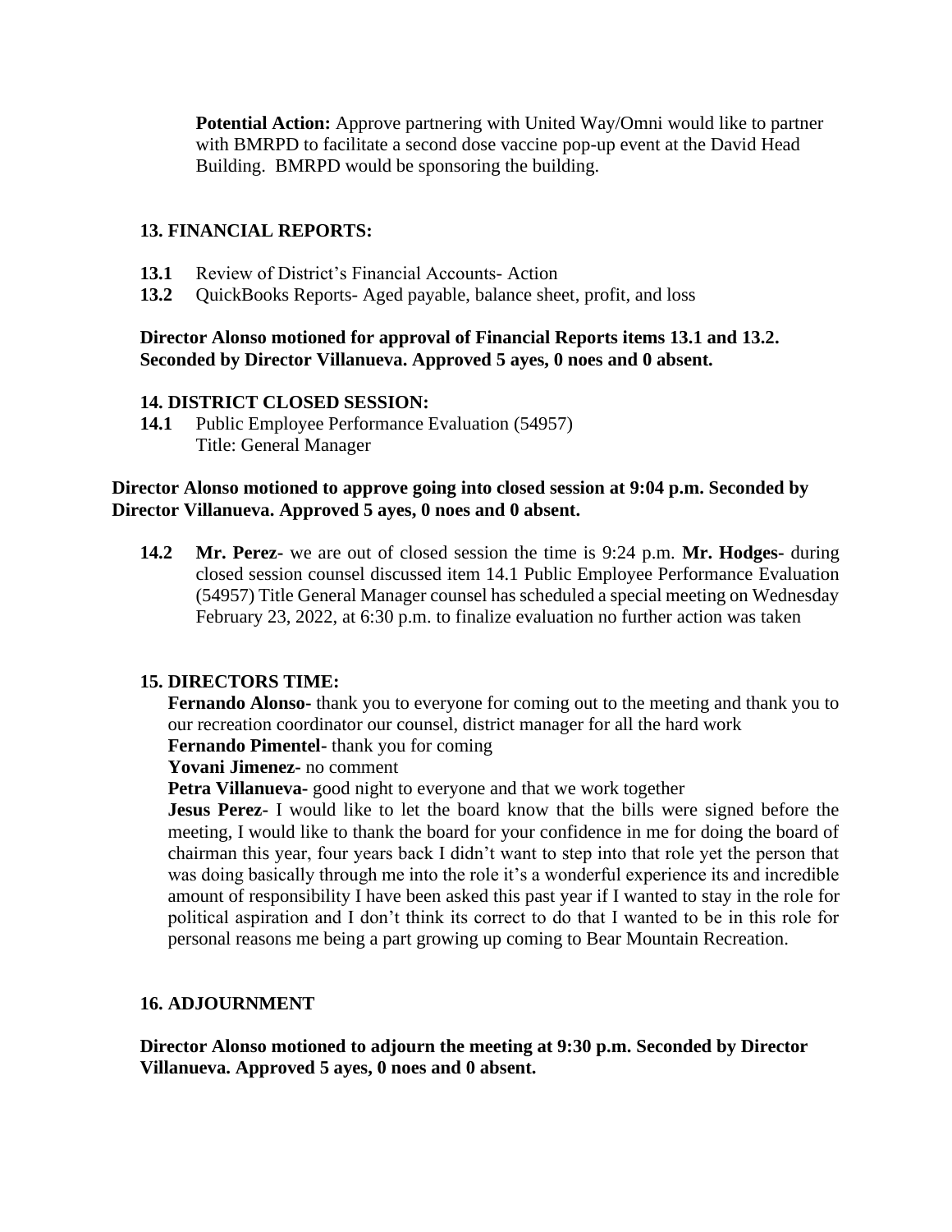**Potential Action:** Approve partnering with United Way/Omni would like to partner with BMRPD to facilitate a second dose vaccine pop-up event at the David Head Building. BMRPD would be sponsoring the building.

## 13. FINANCIAL REPORTS:

**13.1** Review of District's Financial Accounts- Action
**13.2** QuickBooks Reports- Aged payable, balance sheet, profit, and loss

**Director Alonso motioned for approval of Financial Reports items 13.1 and 13.2. Seconded by Director Villanueva. Approved 5 ayes, 0 noes and 0 absent.**

## 14. DISTRICT CLOSED SESSION:

**14.1** Public Employee Performance Evaluation (54957)
Title: General Manager

**Director Alonso motioned to approve going into closed session at 9:04 p.m. Seconded by Director Villanueva. Approved 5 ayes, 0 noes and 0 absent.**

**14.2** **Mr. Perez-** we are out of closed session the time is 9:24 p.m. **Mr. Hodges-** during closed session counsel discussed item 14.1 Public Employee Performance Evaluation (54957) Title General Manager counsel has scheduled a special meeting on Wednesday February 23, 2022, at 6:30 p.m. to finalize evaluation no further action was taken

## 15. DIRECTORS TIME:

**Fernando Alonso-** thank you to everyone for coming out to the meeting and thank you to our recreation coordinator our counsel, district manager for all the hard work
**Fernando Pimentel-** thank you for coming
**Yovani Jimenez-** no comment
**Petra Villanueva-** good night to everyone and that we work together
**Jesus Perez-** I would like to let the board know that the bills were signed before the meeting, I would like to thank the board for your confidence in me for doing the board of chairman this year, four years back I didn't want to step into that role yet the person that was doing basically through me into the role it's a wonderful experience its and incredible amount of responsibility I have been asked this past year if I wanted to stay in the role for political aspiration and I don't think its correct to do that I wanted to be in this role for personal reasons me being a part growing up coming to Bear Mountain Recreation.

## 16. ADJOURNMENT

**Director Alonso motioned to adjourn the meeting at 9:30 p.m. Seconded by Director Villanueva. Approved 5 ayes, 0 noes and 0 absent.**